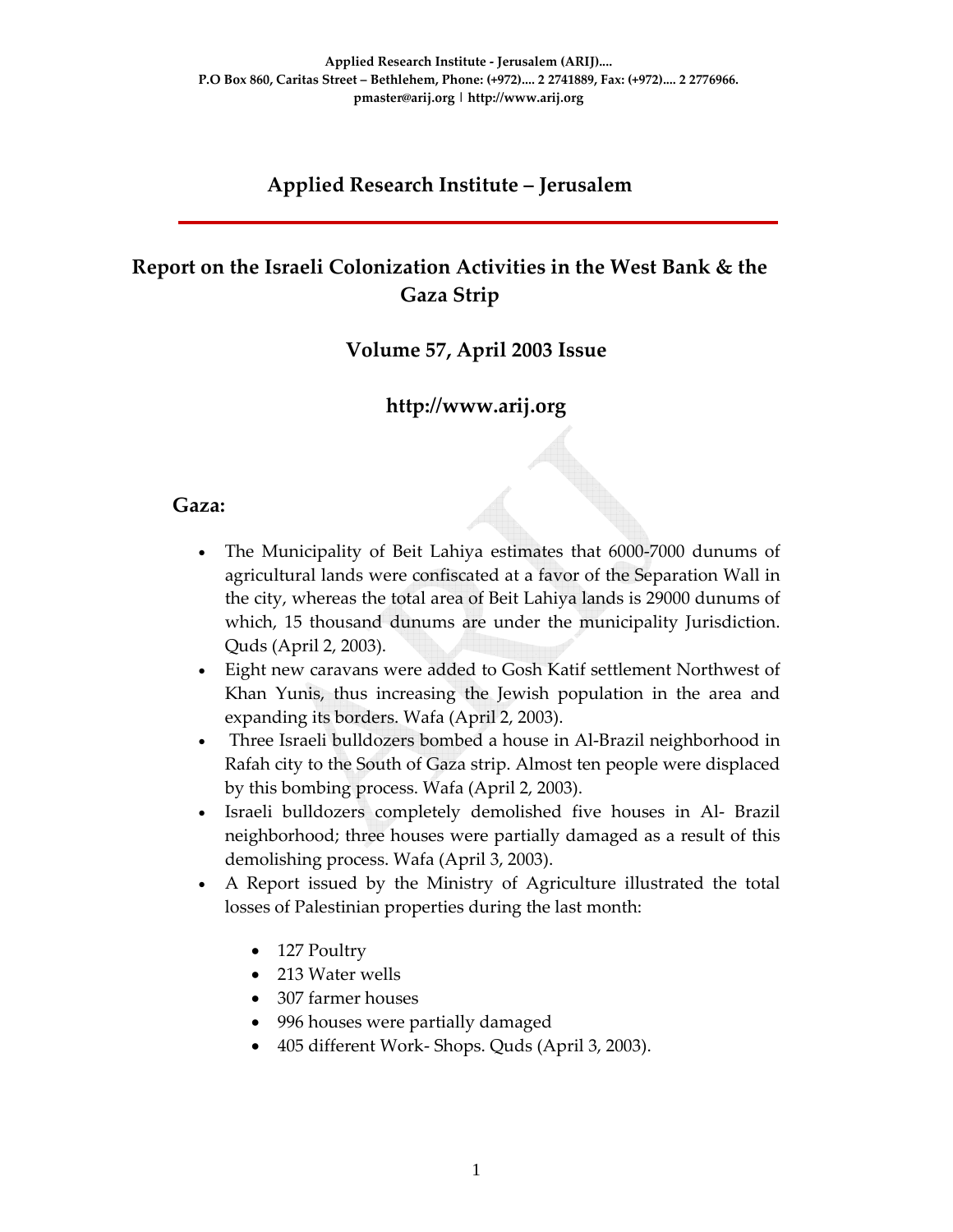Applied Research Institute - Jerusalem (ARIJ)....
P.O Box 860, Caritas Street – Bethlehem, Phone: (+972).... 2 2741889, Fax: (+972).... 2 2776966.
pmaster@arij.org | http://www.arij.org

# Applied Research Institute – Jerusalem

## Report on the Israeli Colonization Activities in the West Bank & the Gaza Strip

### Volume 57, April 2003 Issue

### http://www.arij.org

## Gaza:

- The Municipality of Beit Lahiya estimates that 6000-7000 dunums of agricultural lands were confiscated at a favor of the Separation Wall in the city, whereas the total area of Beit Lahiya lands is 29000 dunums of which, 15 thousand dunums are under the municipality Jurisdiction. Quds (April 2, 2003).
- Eight new caravans were added to Gosh Katif settlement Northwest of Khan Yunis, thus increasing the Jewish population in the area and expanding its borders. Wafa (April 2, 2003).
- Three Israeli bulldozers bombed a house in Al-Brazil neighborhood in Rafah city to the South of Gaza strip. Almost ten people were displaced by this bombing process. Wafa (April 2, 2003).
- Israeli bulldozers completely demolished five houses in Al- Brazil neighborhood; three houses were partially damaged as a result of this demolishing process. Wafa (April 3, 2003).
- A Report issued by the Ministry of Agriculture illustrated the total losses of Palestinian properties during the last month:
    - 127 Poultry
    - 213 Water wells
    - 307 farmer houses
    - 996 houses were partially damaged
    - 405 different Work- Shops. Quds (April 3, 2003).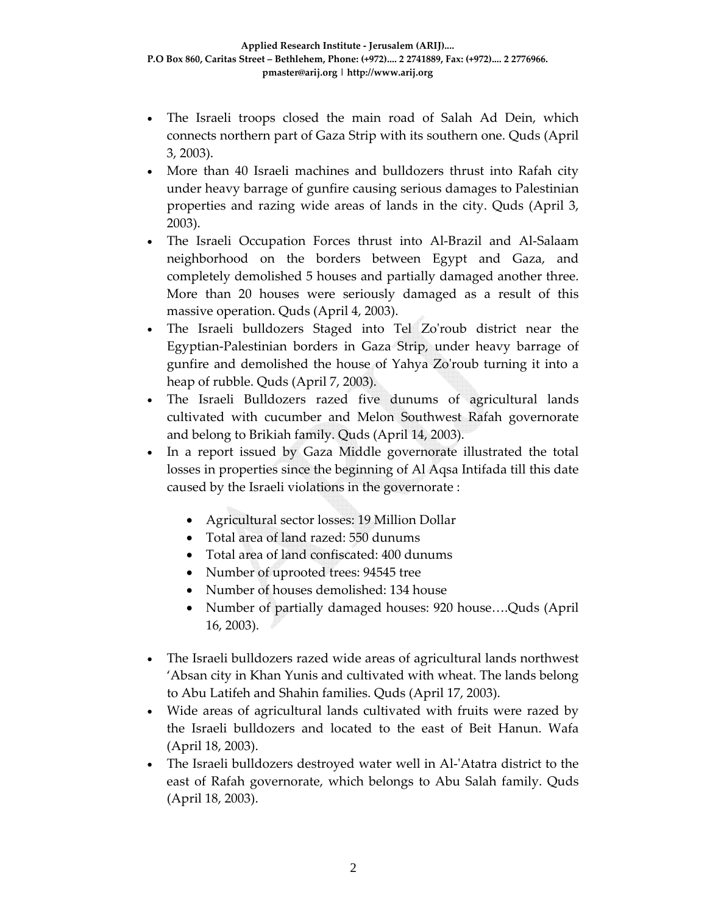- The Israeli troops closed the main road of Salah Ad Dein, which connects northern part of Gaza Strip with its southern one. Quds (April 3, 2003).
- More than 40 Israeli machines and bulldozers thrust into Rafah city under heavy barrage of gunfire causing serious damages to Palestinian properties and razing wide areas of lands in the city. Quds (April 3, 2003).
- The Israeli Occupation Forces thrust into Al-Brazil and Al-Salaam neighborhood on the borders between Egypt and Gaza, and completely demolished 5 houses and partially damaged another three. More than 20 houses were seriously damaged as a result of this massive operation. Quds (April 4, 2003).
- The Israeli bulldozers Staged into Tel Zo'roub district near the Egyptian-Palestinian borders in Gaza Strip, under heavy barrage of gunfire and demolished the house of Yahya Zo'roub turning it into a heap of rubble. Quds (April 7, 2003).
- The Israeli Bulldozers razed five dunums of agricultural lands cultivated with cucumber and Melon Southwest Rafah governorate and belong to Brikiah family. Quds (April 14, 2003).
- In a report issued by Gaza Middle governorate illustrated the total losses in properties since the beginning of Al Aqsa Intifada till this date caused by the Israeli violations in the governorate :
    - Agricultural sector losses: 19 Million Dollar
    - Total area of land razed: 550 dunums
    - Total area of land confiscated: 400 dunums
    - Number of uprooted trees: 94545 tree
    - Number of houses demolished: 134 house
    - Number of partially damaged houses: 920 house….Quds (April 16, 2003).

- The Israeli bulldozers razed wide areas of agricultural lands northwest 'Absan city in Khan Yunis and cultivated with wheat. The lands belong to Abu Latifeh and Shahin families. Quds (April 17, 2003).
- Wide areas of agricultural lands cultivated with fruits were razed by the Israeli bulldozers and located to the east of Beit Hanun. Wafa (April 18, 2003).
- The Israeli bulldozers destroyed water well in Al-'Atatra district to the east of Rafah governorate, which belongs to Abu Salah family. Quds (April 18, 2003).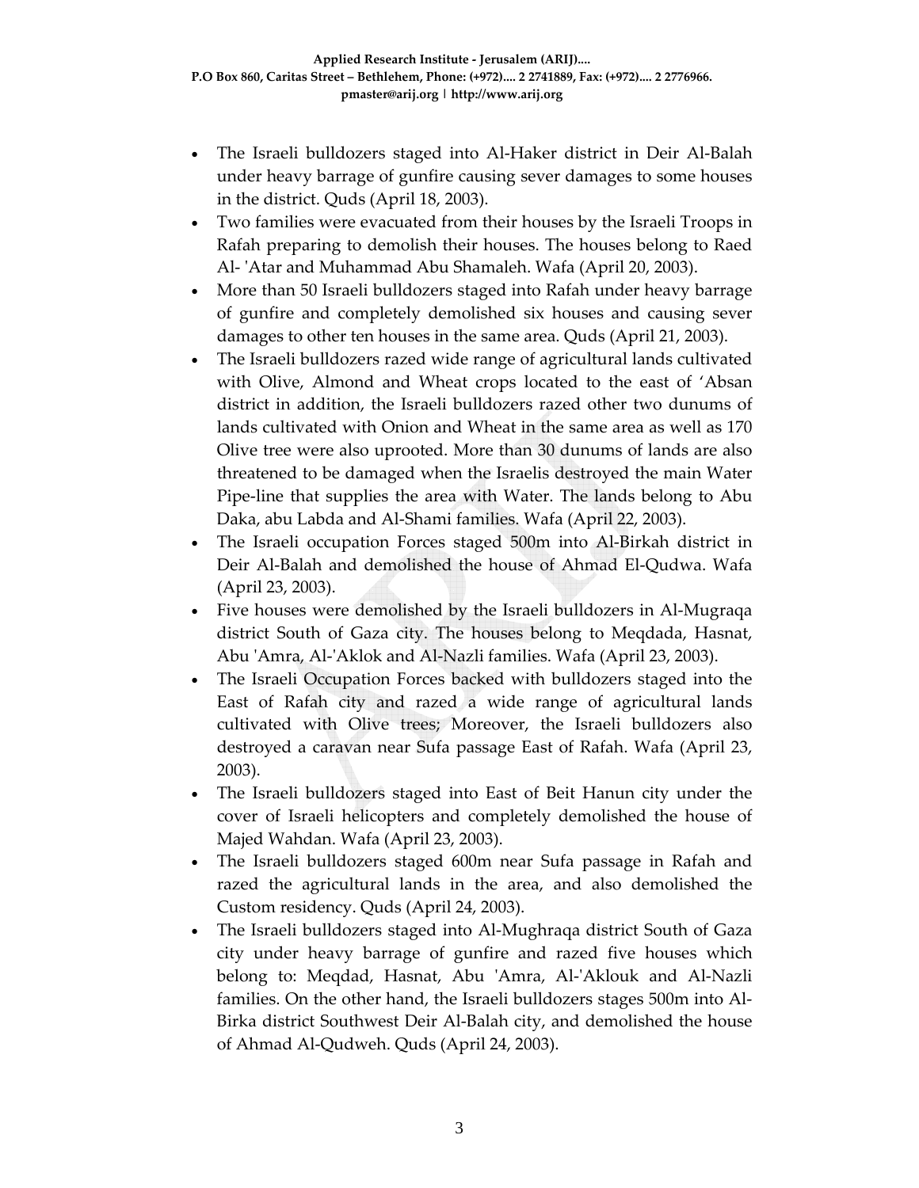- The Israeli bulldozers staged into Al-Haker district in Deir Al-Balah under heavy barrage of gunfire causing sever damages to some houses in the district. Quds (April 18, 2003).
- Two families were evacuated from their houses by the Israeli Troops in Rafah preparing to demolish their houses. The houses belong to Raed Al- 'Atar and Muhammad Abu Shamaleh. Wafa (April 20, 2003).
- More than 50 Israeli bulldozers staged into Rafah under heavy barrage of gunfire and completely demolished six houses and causing sever damages to other ten houses in the same area. Quds (April 21, 2003).
- The Israeli bulldozers razed wide range of agricultural lands cultivated with Olive, Almond and Wheat crops located to the east of 'Absan district in addition, the Israeli bulldozers razed other two dunums of lands cultivated with Onion and Wheat in the same area as well as 170 Olive tree were also uprooted. More than 30 dunums of lands are also threatened to be damaged when the Israelis destroyed the main Water Pipe-line that supplies the area with Water. The lands belong to Abu Daka, abu Labda and Al-Shami families. Wafa (April 22, 2003).
- The Israeli occupation Forces staged 500m into Al-Birkah district in Deir Al-Balah and demolished the house of Ahmad El-Qudwa. Wafa (April 23, 2003).
- Five houses were demolished by the Israeli bulldozers in Al-Mugraqa district South of Gaza city. The houses belong to Meqdada, Hasnat, Abu 'Amra, Al-'Aklok and Al-Nazli families. Wafa (April 23, 2003).
- The Israeli Occupation Forces backed with bulldozers staged into the East of Rafah city and razed a wide range of agricultural lands cultivated with Olive trees; Moreover, the Israeli bulldozers also destroyed a caravan near Sufa passage East of Rafah. Wafa (April 23, 2003).
- The Israeli bulldozers staged into East of Beit Hanun city under the cover of Israeli helicopters and completely demolished the house of Majed Wahdan. Wafa (April 23, 2003).
- The Israeli bulldozers staged 600m near Sufa passage in Rafah and razed the agricultural lands in the area, and also demolished the Custom residency. Quds (April 24, 2003).
- The Israeli bulldozers staged into Al-Mughraqa district South of Gaza city under heavy barrage of gunfire and razed five houses which belong to: Meqdad, Hasnat, Abu 'Amra, Al-'Aklouk and Al-Nazli families. On the other hand, the Israeli bulldozers stages 500m into Al-Birka district Southwest Deir Al-Balah city, and demolished the house of Ahmad Al-Qudweh. Quds (April 24, 2003).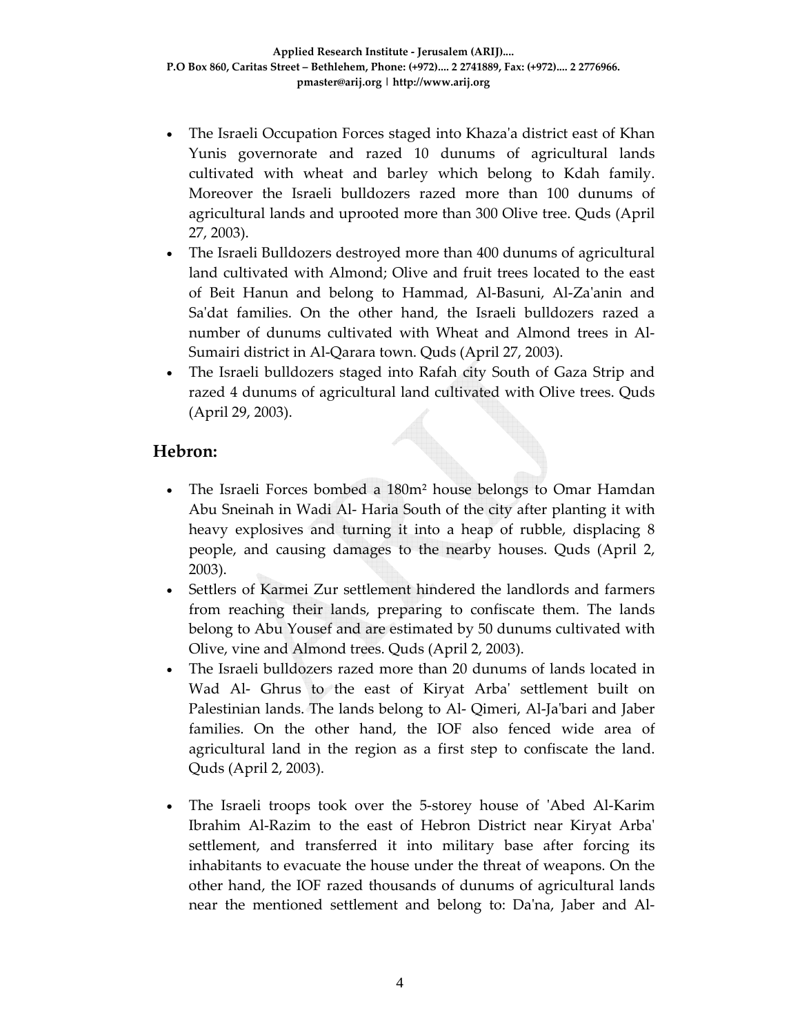- The Israeli Occupation Forces staged into Khaza'a district east of Khan Yunis governorate and razed 10 dunums of agricultural lands cultivated with wheat and barley which belong to Kdah family. Moreover the Israeli bulldozers razed more than 100 dunums of agricultural lands and uprooted more than 300 Olive tree. Quds (April 27, 2003).
- The Israeli Bulldozers destroyed more than 400 dunums of agricultural land cultivated with Almond; Olive and fruit trees located to the east of Beit Hanun and belong to Hammad, Al-Basuni, Al-Za'anin and Sa'dat families. On the other hand, the Israeli bulldozers razed a number of dunums cultivated with Wheat and Almond trees in Al-Sumairi district in Al-Qarara town. Quds (April 27, 2003).
- The Israeli bulldozers staged into Rafah city South of Gaza Strip and razed 4 dunums of agricultural land cultivated with Olive trees. Quds (April 29, 2003).

## Hebron:

- The Israeli Forces bombed a 180m² house belongs to Omar Hamdan Abu Sneinah in Wadi Al- Haria South of the city after planting it with heavy explosives and turning it into a heap of rubble, displacing 8 people, and causing damages to the nearby houses. Quds (April 2, 2003).
- Settlers of Karmei Zur settlement hindered the landlords and farmers from reaching their lands, preparing to confiscate them. The lands belong to Abu Yousef and are estimated by 50 dunums cultivated with Olive, vine and Almond trees. Quds (April 2, 2003).
- The Israeli bulldozers razed more than 20 dunums of lands located in Wad Al- Ghrus to the east of Kiryat Arba' settlement built on Palestinian lands. The lands belong to Al- Qimeri, Al-Ja'bari and Jaber families. On the other hand, the IOF also fenced wide area of agricultural land in the region as a first step to confiscate the land. Quds (April 2, 2003).
- The Israeli troops took over the 5-storey house of 'Abed Al-Karim Ibrahim Al-Razim to the east of Hebron District near Kiryat Arba' settlement, and transferred it into military base after forcing its inhabitants to evacuate the house under the threat of weapons. On the other hand, the IOF razed thousands of dunums of agricultural lands near the mentioned settlement and belong to: Da'na, Jaber and Al-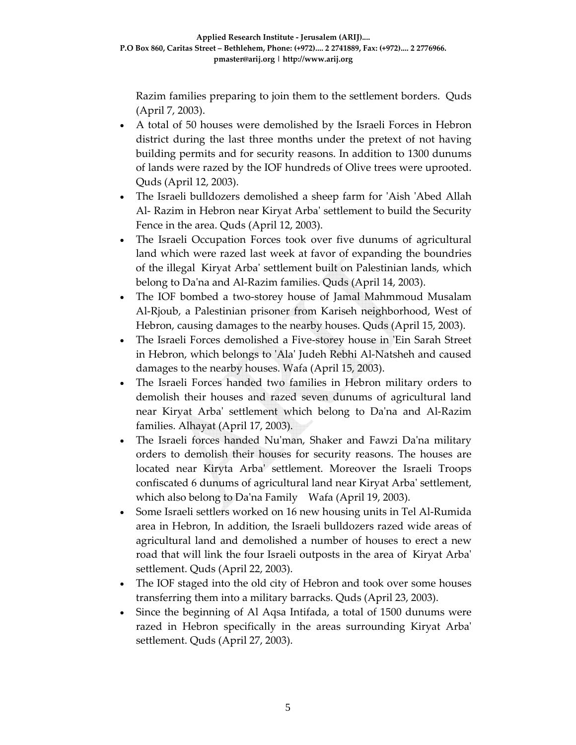Razim families preparing to join them to the settlement borders. Quds (April 7, 2003).

- A total of 50 houses were demolished by the Israeli Forces in Hebron district during the last three months under the pretext of not having building permits and for security reasons. In addition to 1300 dunums of lands were razed by the IOF hundreds of Olive trees were uprooted. Quds (April 12, 2003).
- The Israeli bulldozers demolished a sheep farm for 'Aish 'Abed Allah Al- Razim in Hebron near Kiryat Arba' settlement to build the Security Fence in the area. Quds (April 12, 2003).
- The Israeli Occupation Forces took over five dunums of agricultural land which were razed last week at favor of expanding the boundries of the illegal Kiryat Arba' settlement built on Palestinian lands, which belong to Da'na and Al-Razim families. Quds (April 14, 2003).
- The IOF bombed a two-storey house of Jamal Mahmmoud Musalam Al-Rjoub, a Palestinian prisoner from Kariseh neighborhood, West of Hebron, causing damages to the nearby houses. Quds (April 15, 2003).
- The Israeli Forces demolished a Five-storey house in 'Ein Sarah Street in Hebron, which belongs to 'Ala' Judeh Rebhi Al-Natsheh and caused damages to the nearby houses. Wafa (April 15, 2003).
- The Israeli Forces handed two families in Hebron military orders to demolish their houses and razed seven dunums of agricultural land near Kiryat Arba' settlement which belong to Da'na and Al-Razim families. Alhayat (April 17, 2003).
- The Israeli forces handed Nu'man, Shaker and Fawzi Da'na military orders to demolish their houses for security reasons. The houses are located near Kiryta Arba' settlement. Moreover the Israeli Troops confiscated 6 dunums of agricultural land near Kiryat Arba' settlement, which also belong to Da'na Family Wafa (April 19, 2003).
- Some Israeli settlers worked on 16 new housing units in Tel Al-Rumida area in Hebron, In addition, the Israeli bulldozers razed wide areas of agricultural land and demolished a number of houses to erect a new road that will link the four Israeli outposts in the area of Kiryat Arba' settlement. Quds (April 22, 2003).
- The IOF staged into the old city of Hebron and took over some houses transferring them into a military barracks. Quds (April 23, 2003).
- Since the beginning of Al Aqsa Intifada, a total of 1500 dunums were razed in Hebron specifically in the areas surrounding Kiryat Arba' settlement. Quds (April 27, 2003).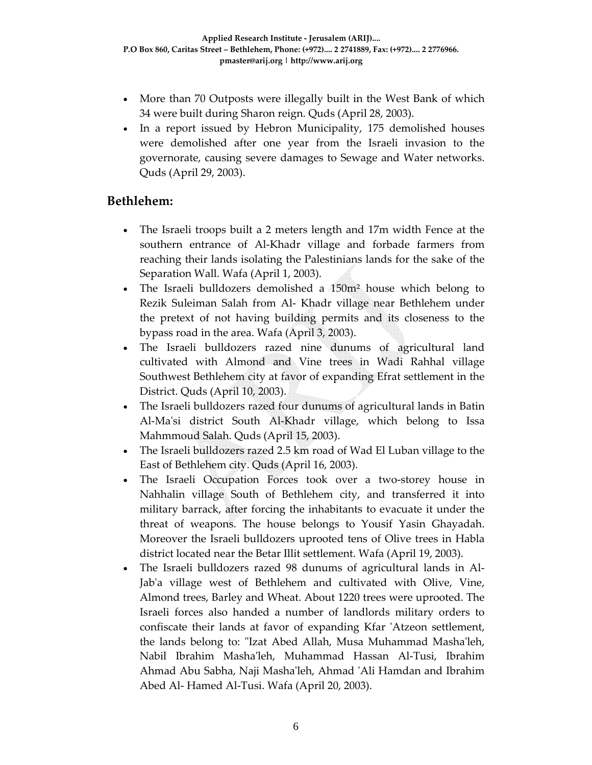- More than 70 Outposts were illegally built in the West Bank of which 34 were built during Sharon reign. Quds (April 28, 2003).
- In a report issued by Hebron Municipality, 175 demolished houses were demolished after one year from the Israeli invasion to the governorate, causing severe damages to Sewage and Water networks. Quds (April 29, 2003).

## Bethlehem:

- The Israeli troops built a 2 meters length and 17m width Fence at the southern entrance of Al-Khadr village and forbade farmers from reaching their lands isolating the Palestinians lands for the sake of the Separation Wall. Wafa (April 1, 2003).
- The Israeli bulldozers demolished a 150m² house which belong to Rezik Suleiman Salah from Al- Khadr village near Bethlehem under the pretext of not having building permits and its closeness to the bypass road in the area. Wafa (April 3, 2003).
- The Israeli bulldozers razed nine dunums of agricultural land cultivated with Almond and Vine trees in Wadi Rahhal village Southwest Bethlehem city at favor of expanding Efrat settlement in the District. Quds (April 10, 2003).
- The Israeli bulldozers razed four dunums of agricultural lands in Batin Al-Ma'si district South Al-Khadr village, which belong to Issa Mahmmoud Salah. Quds (April 15, 2003).
- The Israeli bulldozers razed 2.5 km road of Wad El Luban village to the East of Bethlehem city. Quds (April 16, 2003).
- The Israeli Occupation Forces took over a two-storey house in Nahhalin village South of Bethlehem city, and transferred it into military barrack, after forcing the inhabitants to evacuate it under the threat of weapons. The house belongs to Yousif Yasin Ghayadah. Moreover the Israeli bulldozers uprooted tens of Olive trees in Habla district located near the Betar Illit settlement. Wafa (April 19, 2003).
- The Israeli bulldozers razed 98 dunums of agricultural lands in Al-Jab'a village west of Bethlehem and cultivated with Olive, Vine, Almond trees, Barley and Wheat. About 1220 trees were uprooted. The Israeli forces also handed a number of landlords military orders to confiscate their lands at favor of expanding Kfar 'Atzeon settlement, the lands belong to: "Izat Abed Allah, Musa Muhammad Masha'leh, Nabil Ibrahim Masha'leh, Muhammad Hassan Al-Tusi, Ibrahim Ahmad Abu Sabha, Naji Masha'leh, Ahmad 'Ali Hamdan and Ibrahim Abed Al- Hamed Al-Tusi. Wafa (April 20, 2003).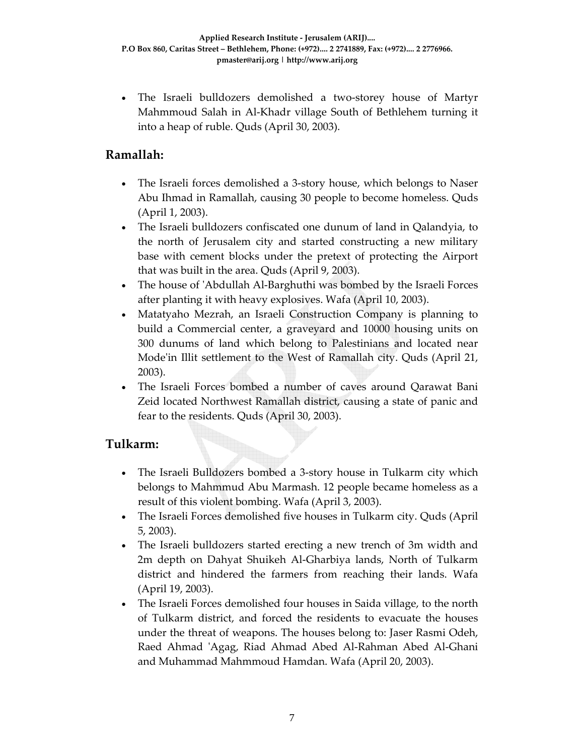- The Israeli bulldozers demolished a two-storey house of Martyr Mahmmoud Salah in Al-Khadr village South of Bethlehem turning it into a heap of ruble. Quds (April 30, 2003).

## Ramallah:

- The Israeli forces demolished a 3-story house, which belongs to Naser Abu Ihmad in Ramallah, causing 30 people to become homeless. Quds (April 1, 2003).
- The Israeli bulldozers confiscated one dunum of land in Qalandyia, to the north of Jerusalem city and started constructing a new military base with cement blocks under the pretext of protecting the Airport that was built in the area. Quds (April 9, 2003).
- The house of 'Abdullah Al-Barghuthi was bombed by the Israeli Forces after planting it with heavy explosives. Wafa (April 10, 2003).
- Matatyaho Mezrah, an Israeli Construction Company is planning to build a Commercial center, a graveyard and 10000 housing units on 300 dunums of land which belong to Palestinians and located near Mode'in Illit settlement to the West of Ramallah city. Quds (April 21, 2003).
- The Israeli Forces bombed a number of caves around Qarawat Bani Zeid located Northwest Ramallah district, causing a state of panic and fear to the residents. Quds (April 30, 2003).

## Tulkarm:

- The Israeli Bulldozers bombed a 3-story house in Tulkarm city which belongs to Mahmmud Abu Marmash. 12 people became homeless as a result of this violent bombing. Wafa (April 3, 2003).
- The Israeli Forces demolished five houses in Tulkarm city. Quds (April 5, 2003).
- The Israeli bulldozers started erecting a new trench of 3m width and 2m depth on Dahyat Shuikeh Al-Gharbiya lands, North of Tulkarm district and hindered the farmers from reaching their lands. Wafa (April 19, 2003).
- The Israeli Forces demolished four houses in Saida village, to the north of Tulkarm district, and forced the residents to evacuate the houses under the threat of weapons. The houses belong to: Jaser Rasmi Odeh, Raed Ahmad 'Agag, Riad Ahmad Abed Al-Rahman Abed Al-Ghani and Muhammad Mahmmoud Hamdan. Wafa (April 20, 2003).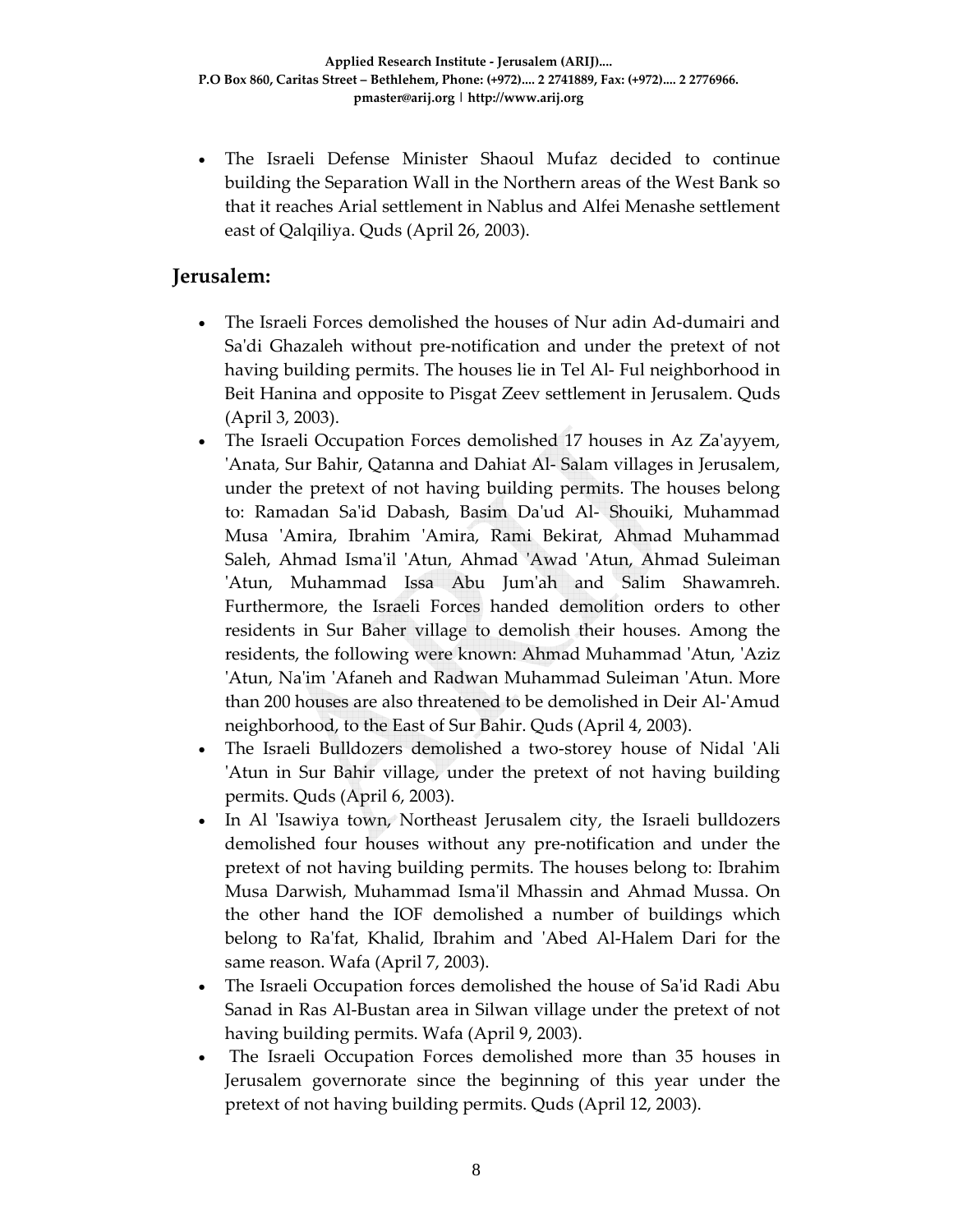- The Israeli Defense Minister Shaoul Mufaz decided to continue building the Separation Wall in the Northern areas of the West Bank so that it reaches Arial settlement in Nablus and Alfei Menashe settlement east of Qalqiliya. Quds (April 26, 2003).

## Jerusalem:

- The Israeli Forces demolished the houses of Nur adin Ad-dumairi and Sa'di Ghazaleh without pre-notification and under the pretext of not having building permits. The houses lie in Tel Al- Ful neighborhood in Beit Hanina and opposite to Pisgat Zeev settlement in Jerusalem. Quds (April 3, 2003).
- The Israeli Occupation Forces demolished 17 houses in Az Za'ayyem, 'Anata, Sur Bahir, Qatanna and Dahiat Al- Salam villages in Jerusalem, under the pretext of not having building permits. The houses belong to: Ramadan Sa'id Dabash, Basim Da'ud Al- Shouiki, Muhammad Musa 'Amira, Ibrahim 'Amira, Rami Bekirat, Ahmad Muhammad Saleh, Ahmad Isma'il 'Atun, Ahmad 'Awad 'Atun, Ahmad Suleiman 'Atun, Muhammad Issa Abu Jum'ah and Salim Shawamreh. Furthermore, the Israeli Forces handed demolition orders to other residents in Sur Baher village to demolish their houses. Among the residents, the following were known: Ahmad Muhammad 'Atun, 'Aziz 'Atun, Na'im 'Afaneh and Radwan Muhammad Suleiman 'Atun. More than 200 houses are also threatened to be demolished in Deir Al-'Amud neighborhood, to the East of Sur Bahir. Quds (April 4, 2003).
- The Israeli Bulldozers demolished a two-storey house of Nidal 'Ali 'Atun in Sur Bahir village, under the pretext of not having building permits. Quds (April 6, 2003).
- In Al 'Isawiya town, Northeast Jerusalem city, the Israeli bulldozers demolished four houses without any pre-notification and under the pretext of not having building permits. The houses belong to: Ibrahim Musa Darwish, Muhammad Isma'il Mhassin and Ahmad Mussa. On the other hand the IOF demolished a number of buildings which belong to Ra'fat, Khalid, Ibrahim and 'Abed Al-Halem Dari for the same reason. Wafa (April 7, 2003).
- The Israeli Occupation forces demolished the house of Sa'id Radi Abu Sanad in Ras Al-Bustan area in Silwan village under the pretext of not having building permits. Wafa (April 9, 2003).
- The Israeli Occupation Forces demolished more than 35 houses in Jerusalem governorate since the beginning of this year under the pretext of not having building permits. Quds (April 12, 2003).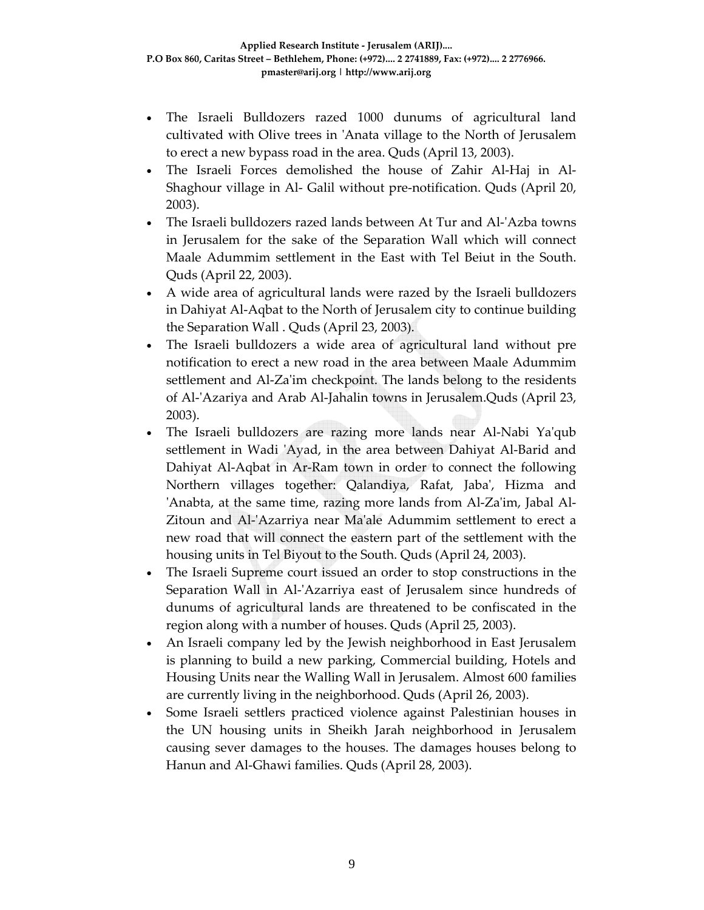- The Israeli Bulldozers razed 1000 dunums of agricultural land cultivated with Olive trees in 'Anata village to the North of Jerusalem to erect a new bypass road in the area. Quds (April 13, 2003).
- The Israeli Forces demolished the house of Zahir Al-Haj in Al-Shaghour village in Al- Galil without pre-notification. Quds (April 20, 2003).
- The Israeli bulldozers razed lands between At Tur and Al-'Azba towns in Jerusalem for the sake of the Separation Wall which will connect Maale Adummim settlement in the East with Tel Beiut in the South. Quds (April 22, 2003).
- A wide area of agricultural lands were razed by the Israeli bulldozers in Dahiyat Al-Aqbat to the North of Jerusalem city to continue building the Separation Wall . Quds (April 23, 2003).
- The Israeli bulldozers a wide area of agricultural land without pre notification to erect a new road in the area between Maale Adummim settlement and Al-Za'im checkpoint. The lands belong to the residents of Al-'Azariya and Arab Al-Jahalin towns in Jerusalem.Quds (April 23, 2003).
- The Israeli bulldozers are razing more lands near Al-Nabi Ya'qub settlement in Wadi 'Ayad, in the area between Dahiyat Al-Barid and Dahiyat Al-Aqbat in Ar-Ram town in order to connect the following Northern villages together: Qalandiya, Rafat, Jaba', Hizma and 'Anabta, at the same time, razing more lands from Al-Za'im, Jabal Al-Zitoun and Al-'Azarriya near Ma'ale Adummim settlement to erect a new road that will connect the eastern part of the settlement with the housing units in Tel Biyout to the South. Quds (April 24, 2003).
- The Israeli Supreme court issued an order to stop constructions in the Separation Wall in Al-'Azarriya east of Jerusalem since hundreds of dunums of agricultural lands are threatened to be confiscated in the region along with a number of houses. Quds (April 25, 2003).
- An Israeli company led by the Jewish neighborhood in East Jerusalem is planning to build a new parking, Commercial building, Hotels and Housing Units near the Walling Wall in Jerusalem. Almost 600 families are currently living in the neighborhood. Quds (April 26, 2003).
- Some Israeli settlers practiced violence against Palestinian houses in the UN housing units in Sheikh Jarah neighborhood in Jerusalem causing sever damages to the houses. The damages houses belong to Hanun and Al-Ghawi families. Quds (April 28, 2003).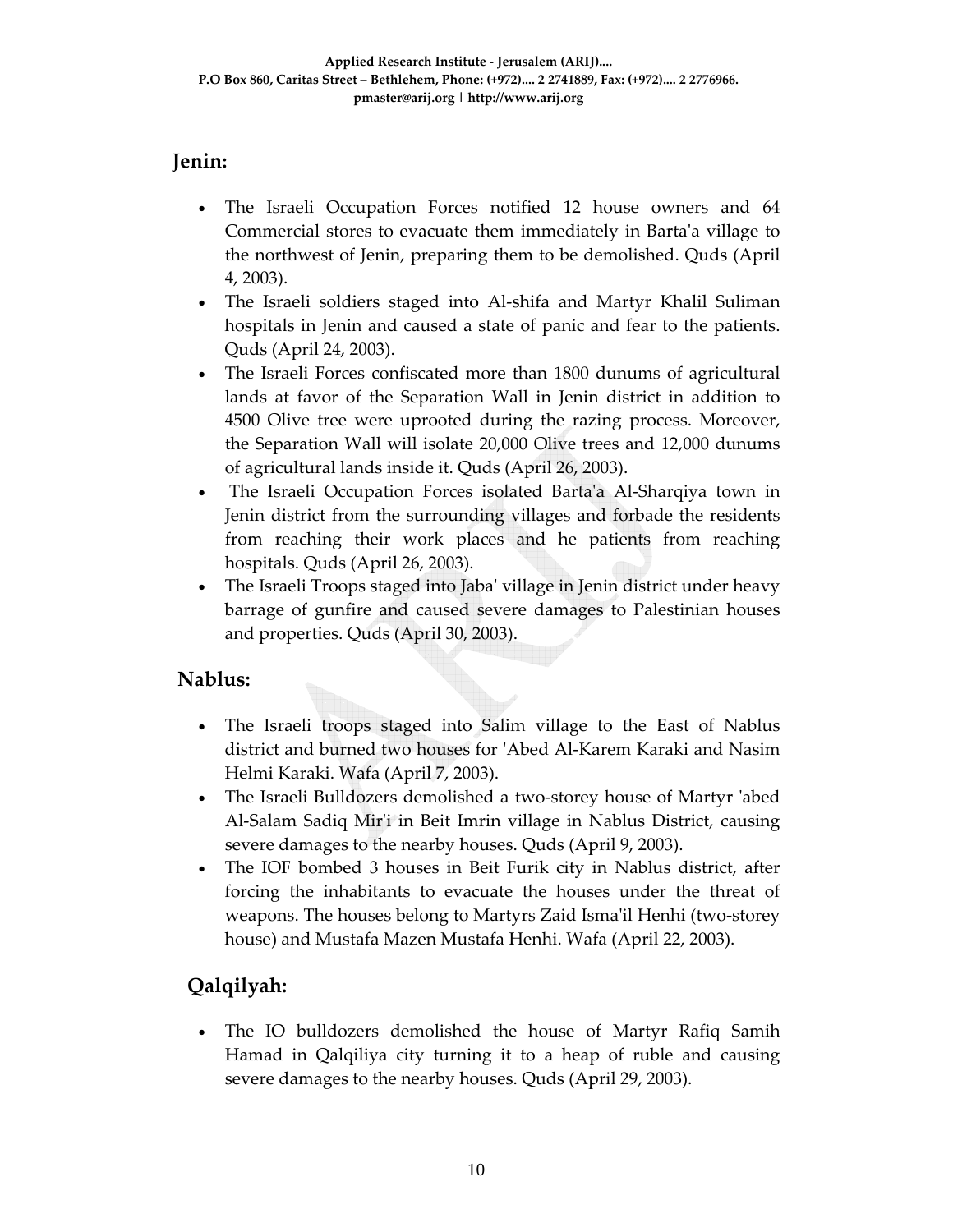## Jenin:

- The Israeli Occupation Forces notified 12 house owners and 64 Commercial stores to evacuate them immediately in Barta'a village to the northwest of Jenin, preparing them to be demolished. Quds (April 4, 2003).
- The Israeli soldiers staged into Al-shifa and Martyr Khalil Suliman hospitals in Jenin and caused a state of panic and fear to the patients. Quds (April 24, 2003).
- The Israeli Forces confiscated more than 1800 dunums of agricultural lands at favor of the Separation Wall in Jenin district in addition to 4500 Olive tree were uprooted during the razing process. Moreover, the Separation Wall will isolate 20,000 Olive trees and 12,000 dunums of agricultural lands inside it. Quds (April 26, 2003).
- The Israeli Occupation Forces isolated Barta'a Al-Sharqiya town in Jenin district from the surrounding villages and forbade the residents from reaching their work places and he patients from reaching hospitals. Quds (April 26, 2003).
- The Israeli Troops staged into Jaba' village in Jenin district under heavy barrage of gunfire and caused severe damages to Palestinian houses and properties. Quds (April 30, 2003).

## Nablus:

- The Israeli troops staged into Salim village to the East of Nablus district and burned two houses for 'Abed Al-Karem Karaki and Nasim Helmi Karaki. Wafa (April 7, 2003).
- The Israeli Bulldozers demolished a two-storey house of Martyr 'abed Al-Salam Sadiq Mir'i in Beit Imrin village in Nablus District, causing severe damages to the nearby houses. Quds (April 9, 2003).
- The IOF bombed 3 houses in Beit Furik city in Nablus district, after forcing the inhabitants to evacuate the houses under the threat of weapons. The houses belong to Martyrs Zaid Isma'il Henhi (two-storey house) and Mustafa Mazen Mustafa Henhi. Wafa (April 22, 2003).

## Qalqilyah:

- The IO bulldozers demolished the house of Martyr Rafiq Samih Hamad in Qalqiliya city turning it to a heap of ruble and causing severe damages to the nearby houses. Quds (April 29, 2003).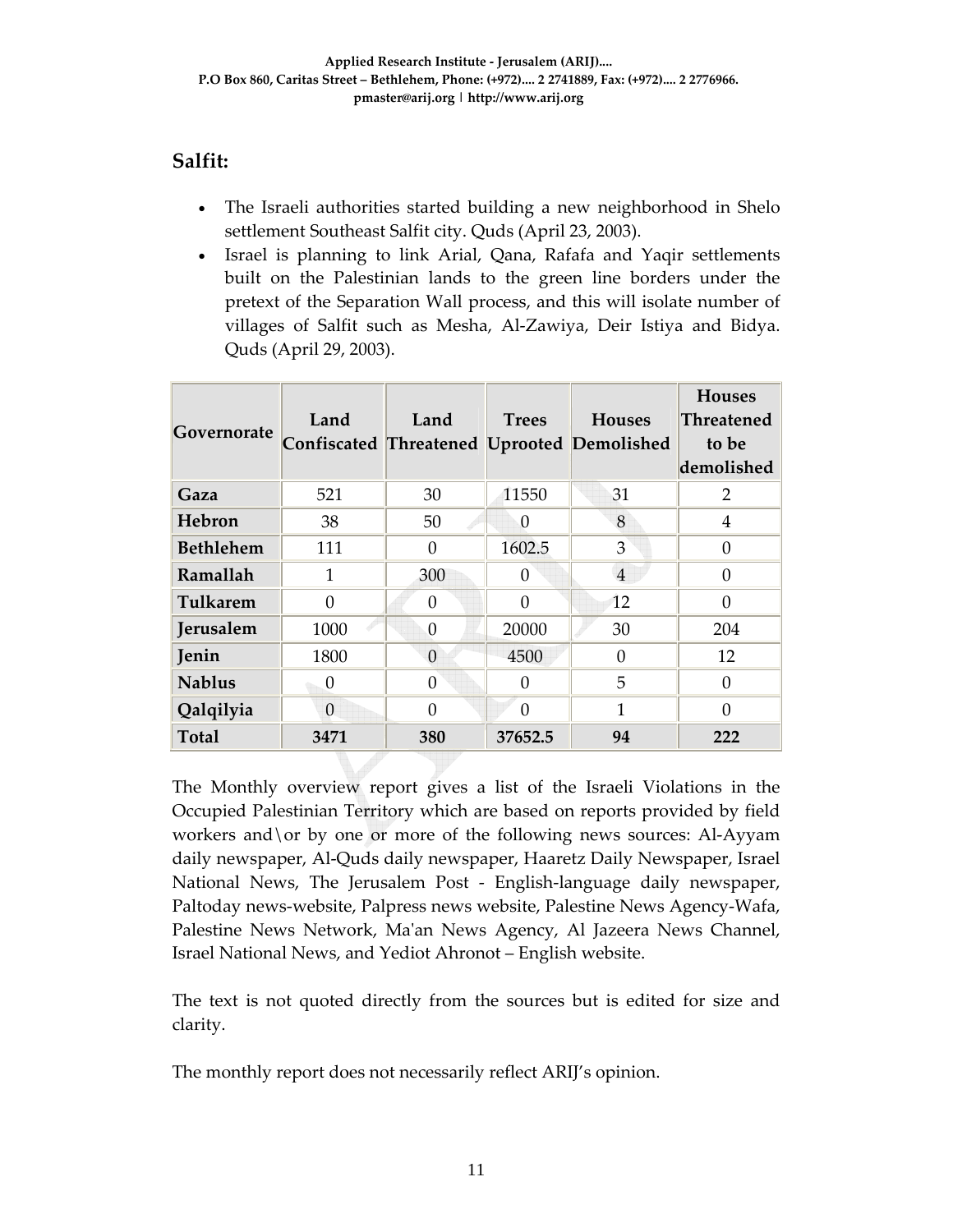## Salfit:

- The Israeli authorities started building a new neighborhood in Shelo settlement Southeast Salfit city. Quds (April 23, 2003).
- Israel is planning to link Arial, Qana, Rafafa and Yaqir settlements built on the Palestinian lands to the green line borders under the pretext of the Separation Wall process, and this will isolate number of villages of Salfit such as Mesha, Al-Zawiya, Deir Istiya and Bidya. Quds (April 29, 2003).

| Governorate | Land Confiscated | Land Threatened | Trees Uprooted | Houses Demolished | Houses Threatened to be demolished |
|---|---|---|---|---|---|
| **Gaza** | 521 | 30 | 11550 | 31 | 2 |
| **Hebron** | 38 | 50 | 0 | 8 | 4 |
| **Bethlehem** | 111 | 0 | 1602.5 | 3 | 0 |
| **Ramallah** | 1 | 300 | 0 | 4 | 0 |
| **Tulkarem** | 0 | 0 | 0 | 12 | 0 |
| **Jerusalem** | 1000 | 0 | 20000 | 30 | 204 |
| **Jenin** | 1800 | 0 | 4500 | 0 | 12 |
| **Nablus** | 0 | 0 | 0 | 5 | 0 |
| **Qalqilyia** | 0 | 0 | 0 | 1 | 0 |
| **Total** | **3471** | **380** | **37652.5** | **94** | **222** |

The Monthly overview report gives a list of the Israeli Violations in the Occupied Palestinian Territory which are based on reports provided by field workers and\or by one or more of the following news sources: Al-Ayyam daily newspaper, Al-Quds daily newspaper, Haaretz Daily Newspaper, Israel National News, The Jerusalem Post - English-language daily newspaper, Paltoday news-website, Palpress news website, Palestine News Agency-Wafa, Palestine News Network, Ma'an News Agency, Al Jazeera News Channel, Israel National News, and Yediot Ahronot – English website.

The text is not quoted directly from the sources but is edited for size and clarity.

The monthly report does not necessarily reflect ARIJ's opinion.